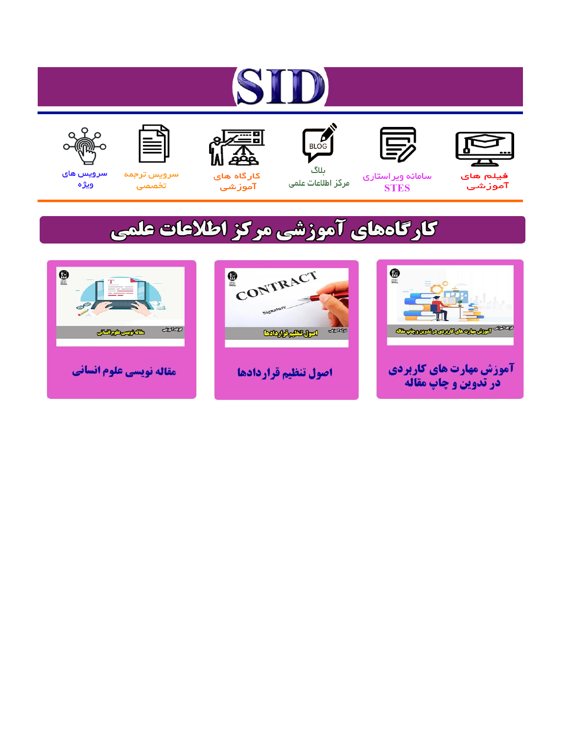# SID

فیلم های آموزشی

سامانه ویراستاری STES

بلاگ مرکز اطلاعات علمی

کارگاه های آموزشی

سرویس ترجمه تخصصی

سرویس های ویژه

## کارگاه‌های آموزشی مرکز اطلاعات علمی

آموزش مهارت های کاربردی در تدوین و چاپ مقاله

اصول تنظیم قراردادها

مقاله نویسی علوم انسانی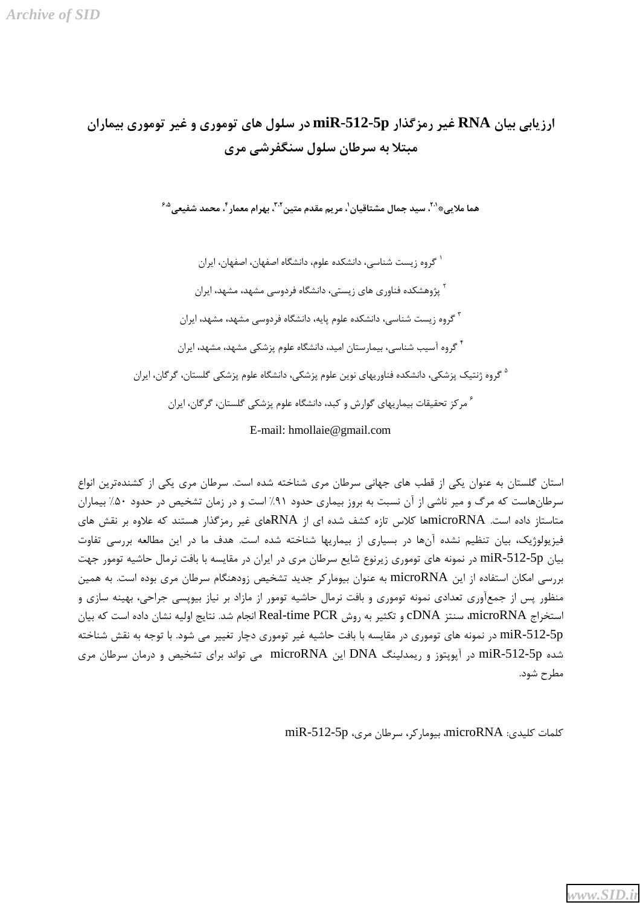# ارزیابی بیان RNA غیر رمزگذار miR-512-5p در سلول های توموری و غیر توموری بیماران مبتلا به سرطان سلول سنگفرشی مری

**هما ملایی\*[۲،۱]، سید جمال مشتاقیان[۱]، مریم مقدم متین[۳،۲]، بهرام معمار[۴]، محمد شفیعی[۶،۵]**

[۱] گروه زیست شناسی، دانشکده علوم، دانشگاه اصفهان، اصفهان، ایران

[۲] پژوهشکده فناوری های زیستی، دانشگاه فردوسی مشهد، مشهد، ایران

[۳] گروه زیست شناسی، دانشکده علوم پایه، دانشگاه فردوسی مشهد، مشهد، ایران

[۴] گروه آسیب شناسی، بیمارستان امید، دانشگاه علوم پزشکی مشهد، مشهد، ایران

[۵] گروه ژنتیک پزشکی، دانشکده فناوریهای نوین علوم پزشکی، دانشگاه علوم پزشکی گلستان، گرگان، ایران

[۶] مرکز تحقیقات بیماریهای گوارش و کبد، دانشگاه علوم پزشکی گلستان، گرگان، ایران

E-mail: hmollaie@gmail.com

استان گلستان به عنوان یکی از قطب های جهانی سرطان مری شناخته شده است. سرطان مری یکی از کشنده‌ترین انواع سرطان‌هاست که مرگ و میر ناشی از آن نسبت به بروز بیماری حدود ۹۱٪ است و در زمان تشخیص در حدود ۵۰٪ بیماران متاستاز داده است. microRNAها کلاس تازه کشف شده ای از RNAهای غیر رمزگذار هستند که علاوه بر نقش های فیزیولوژیک، بیان تنظیم نشده آن‌ها در بسیاری از بیماریها شناخته شده است. هدف ما در این مطالعه بررسی تفاوت بیان miR-512-5p در نمونه های توموری زیرنوع شایع سرطان مری در ایران در مقایسه با بافت نرمال حاشیه تومور جهت بررسی امکان استفاده از این microRNA به عنوان بیومارکر جدید تشخیص زودهنگام سرطان مری بوده است. به همین منظور پس از جمع‌آوری تعدادی نمونه توموری و بافت نرمال حاشیه تومور از مازاد بر نیاز بیوپسی جراحی، بهینه سازی و استخراج microRNA، سنتز cDNA و تکثیر به روش Real-time PCR انجام شد. نتایج اولیه نشان داده است که بیان miR-512-5p در نمونه های توموری در مقایسه با بافت حاشیه غیر توموری دچار تغییر می شود. با توجه به نقش شناخته شده miR-512-5p در آپوپتوز و ریمدلینگ DNA این microRNA می تواند برای تشخیص و درمان سرطان مری مطرح شود.

کلمات کلیدی: microRNA، بیومارکر، سرطان مری، miR-512-5p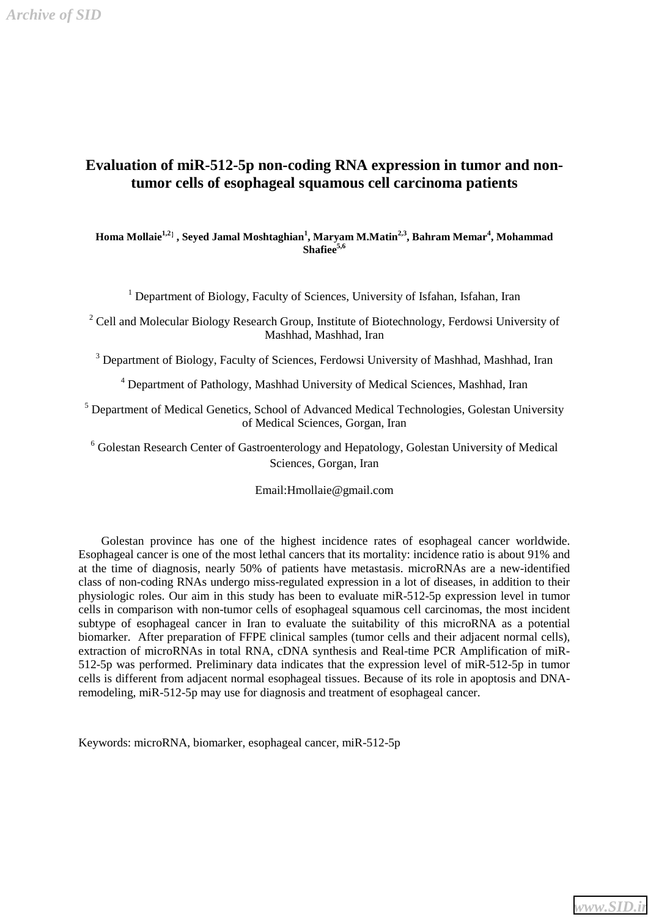# Evaluation of miR-512-5p non-coding RNA expression in tumor and non-tumor cells of esophageal squamous cell carcinoma patients

**Homa Mollaie[1,2] , Seyed Jamal Moshtaghian[1], Maryam M.Matin[2,3], Bahram Memar[4], Mohammad Shafiee[5,6]**

[1] Department of Biology, Faculty of Sciences, University of Isfahan, Isfahan, Iran

[2] Cell and Molecular Biology Research Group, Institute of Biotechnology, Ferdowsi University of Mashhad, Mashhad, Iran

[3] Department of Biology, Faculty of Sciences, Ferdowsi University of Mashhad, Mashhad, Iran

[4] Department of Pathology, Mashhad University of Medical Sciences, Mashhad, Iran

[5] Department of Medical Genetics, School of Advanced Medical Technologies, Golestan University of Medical Sciences, Gorgan, Iran

[6] Golestan Research Center of Gastroenterology and Hepatology, Golestan University of Medical Sciences, Gorgan, Iran

Email:Hmollaie@gmail.com

Golestan province has one of the highest incidence rates of esophageal cancer worldwide. Esophageal cancer is one of the most lethal cancers that its mortality: incidence ratio is about 91% and at the time of diagnosis, nearly 50% of patients have metastasis. microRNAs are a new-identified class of non-coding RNAs undergo miss-regulated expression in a lot of diseases, in addition to their physiologic roles. Our aim in this study has been to evaluate miR-512-5p expression level in tumor cells in comparison with non-tumor cells of esophageal squamous cell carcinomas, the most incident subtype of esophageal cancer in Iran to evaluate the suitability of this microRNA as a potential biomarker. After preparation of FFPE clinical samples (tumor cells and their adjacent normal cells), extraction of microRNAs in total RNA, cDNA synthesis and Real-time PCR Amplification of miR-512-5p was performed. Preliminary data indicates that the expression level of miR-512-5p in tumor cells is different from adjacent normal esophageal tissues. Because of its role in apoptosis and DNA-remodeling, miR-512-5p may use for diagnosis and treatment of esophageal cancer.

Keywords: microRNA, biomarker, esophageal cancer, miR-512-5p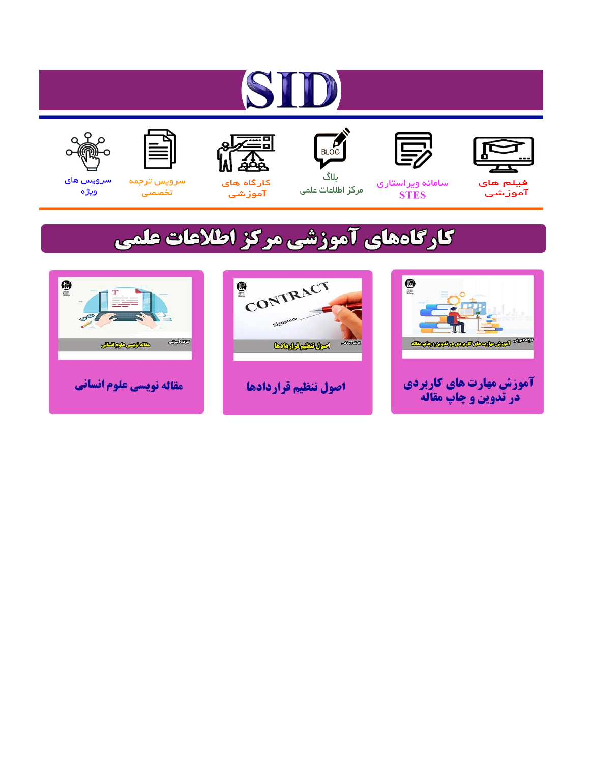# SID

فیلم های آموزشی

سامانه ویراستاری STES

بلاگ مرکز اطلاعات علمی

کارگاه های آموزشی

سرویس ترجمه تخصصی

سرویس های ویژه

## کارگاه‌های آموزشی مرکز اطلاعات علمی

آموزش مهارت های کاربردی در تدوین و چاپ مقاله

اصول تنظیم قراردادها

مقاله نویسی علوم انسانی